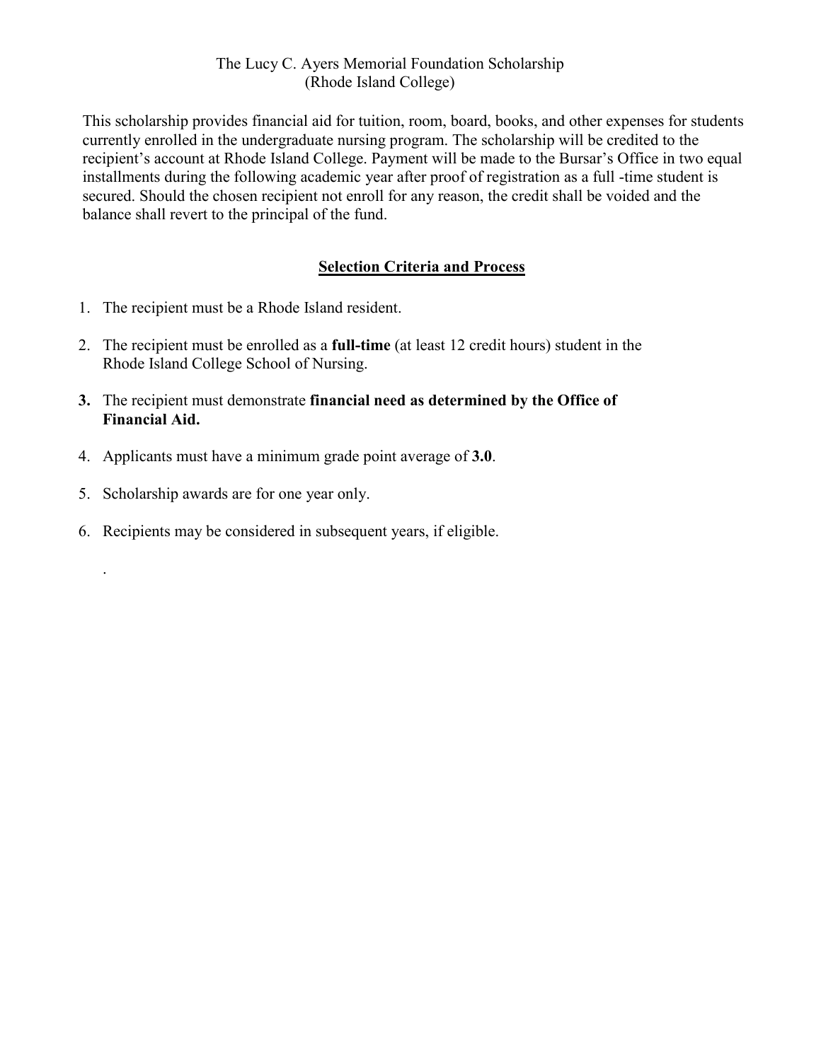# The Lucy C. Ayers Memorial Foundation Scholarship
## (Rhode Island College)

This scholarship provides financial aid for tuition, room, board, books, and other expenses for students currently enrolled in the undergraduate nursing program. The scholarship will be credited to the recipient's account at Rhode Island College. Payment will be made to the Bursar's Office in two equal installments during the following academic year after proof of registration as a full -time student is secured. Should the chosen recipient not enroll for any reason, the credit shall be voided and the balance shall revert to the principal of the fund.

## Selection Criteria and Process

1. The recipient must be a Rhode Island resident.

2. The recipient must be enrolled as a **full-time** (at least 12 credit hours) student in the Rhode Island College School of Nursing.

3. The recipient must demonstrate **financial need as determined by the Office of Financial Aid.**

4. Applicants must have a minimum grade point average of **3.0**.

5. Scholarship awards are for one year only.

6. Recipients may be considered in subsequent years, if eligible.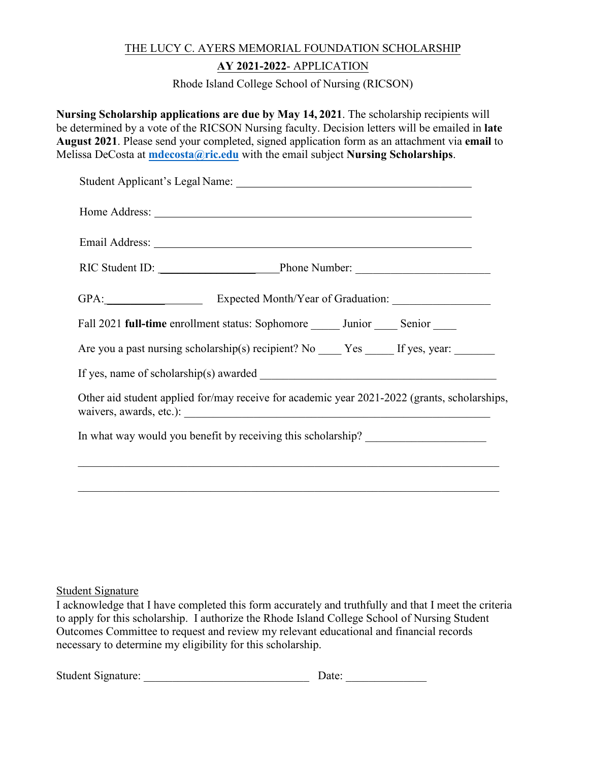THE LUCY C. AYERS MEMORIAL FOUNDATION SCHOLARSHIP

**AY 2021-2022**- APPLICATION

Rhode Island College School of Nursing (RICSON)

**Nursing Scholarship applications are due by May 14, 2021**. The scholarship recipients will be determined by a vote of the RICSON Nursing faculty. Decision letters will be emailed in **late August 2021**. Please send your completed, signed application form as an attachment via **email** to Melissa DeCosta at **mdecosta@ric.edu** with the email subject **Nursing Scholarships**.

Student Applicant's Legal Name: ________________________________________

Home Address: ________________________________________________________

Email Address: ________________________________________________________

RIC Student ID: ______________________ Phone Number: _______________________

GPA: __________________ Expected Month/Year of Graduation: ________________

Fall 2021 **full-time** enrollment status: Sophomore _____ Junior ____ Senior ____

Are you a past nursing scholarship(s) recipient? No ____ Yes _____ If yes, year: _______

If yes, name of scholarship(s) awarded ________________________________________

Other aid student applied for/may receive for academic year 2021-2022 (grants, scholarships, waivers, awards, etc.): ________________________________________________________

In what way would you benefit by receiving this scholarship? ____________________

___________________________________________________________________________

___________________________________________________________________________

Student Signature

I acknowledge that I have completed this form accurately and truthfully and that I meet the criteria to apply for this scholarship. I authorize the Rhode Island College School of Nursing Student Outcomes Committee to request and review my relevant educational and financial records necessary to determine my eligibility for this scholarship.

Student Signature: ____________________________ Date: ______________